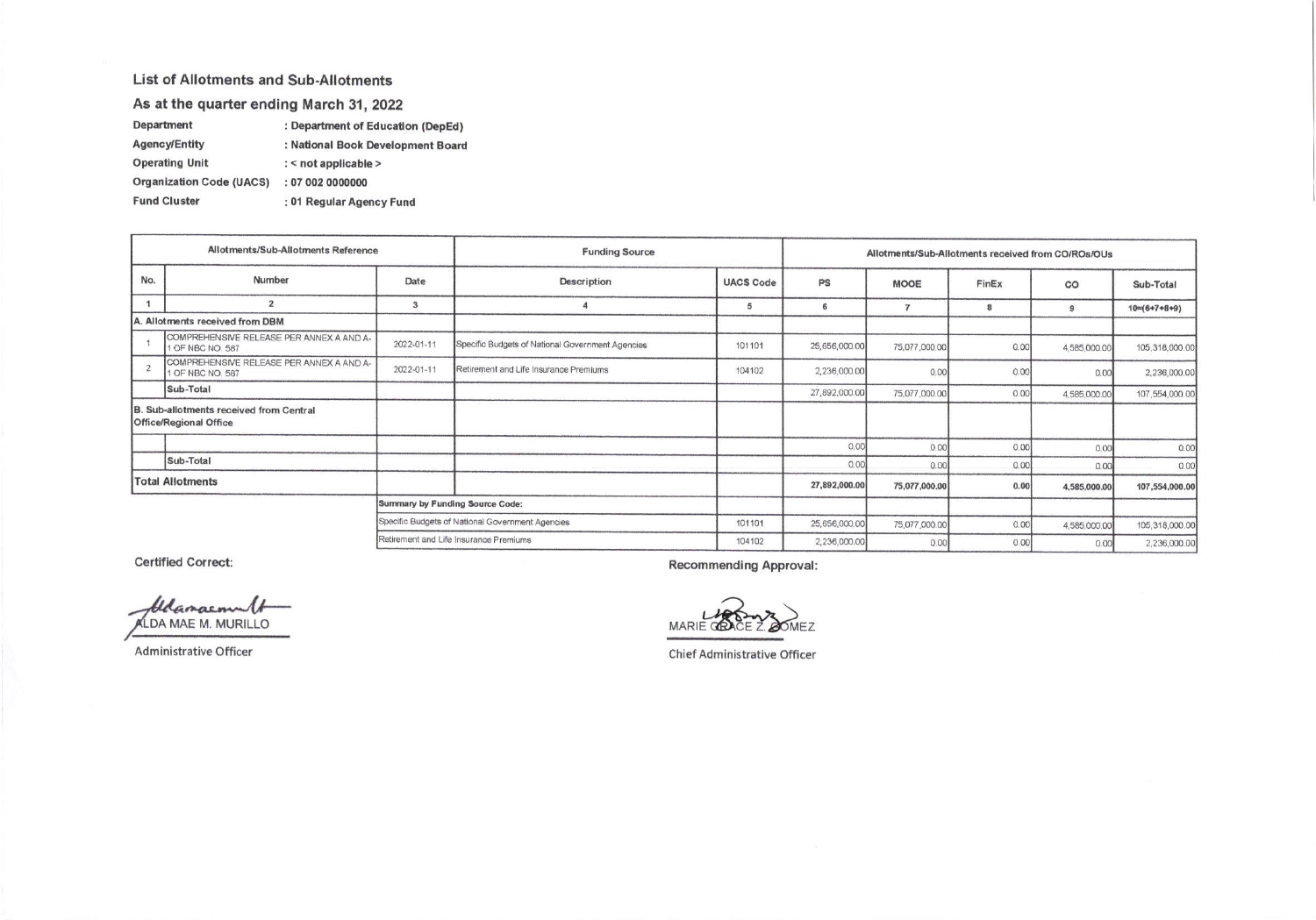## List of Allotments and Sub-Allotments

### As at the quarter ending March 31, 2022

**Department** : Department of Education (DepEd)
**Agency/Entity** : National Book Development Board
**Operating Unit** : < not applicable >
**Organization Code (UACS)** : 07 002 0000000
**Fund Cluster** : 01 Regular Agency Fund

| Allotments/Sub-Allotments Reference | | | Funding Source | | Allotments/Sub-Allotments received from CO/ROs/OUs | | | | |
|---|---|---|---|---|---|---|---|---|---|
| No. | Number | Date | Description | UACS Code | PS | MOOE | FinEx | CO | Sub-Total |
| 1 | 2 | 3 | 4 | 5 | 6 | 7 | 8 | 9 | 10=(6+7+8+9) |
| A. Allotments received from DBM | | | | | | | | | |
| 1 | COMPREHENSIVE RELEASE PER ANNEX A AND A-1 OF NBC NO. 587 | 2022-01-11 | Specific Budgets of National Government Agencies | 101101 | 25,656,000.00 | 75,077,000.00 | 0.00 | 4,585,000.00 | 105,318,000.00 |
| 2 | COMPREHENSIVE RELEASE PER ANNEX A AND A-1 OF NBC NO. 587 | 2022-01-11 | Retirement and Life Insurance Premiums | 104102 | 2,236,000.00 | 0.00 | 0.00 | 0.00 | 2,236,000.00 |
| | Sub-Total | | | | 27,892,000.00 | 75,077,000.00 | 0.00 | 4,585,000.00 | 107,554,000.00 |
| B. Sub-allotments received from Central Office/Regional Office | | | | | | | | | |
| | | | | | 0.00 | 0.00 | 0.00 | 0.00 | 0.00 |
| | Sub-Total | | | | 0.00 | 0.00 | 0.00 | 0.00 | 0.00 |
| **Total Allotments** | | | | | **27,892,000.00** | **75,077,000.00** | **0.00** | **4,585,000.00** | **107,554,000.00** |
| | | Summary by Funding Source Code: | | | | | | | |
| | | Specific Budgets of National Government Agencies | | 101101 | 25,656,000.00 | 75,077,000.00 | 0.00 | 4,585,000.00 | 105,318,000.00 |
| | | Retirement and Life Insurance Premiums | | 104102 | 2,236,000.00 | 0.00 | 0.00 | 0.00 | 2,236,000.00 |

**Certified Correct:**

ALDA MAE M. MURILLO
Administrative Officer

**Recommending Approval:**

MARIE GRACE Z. GOMEZ
Chief Administrative Officer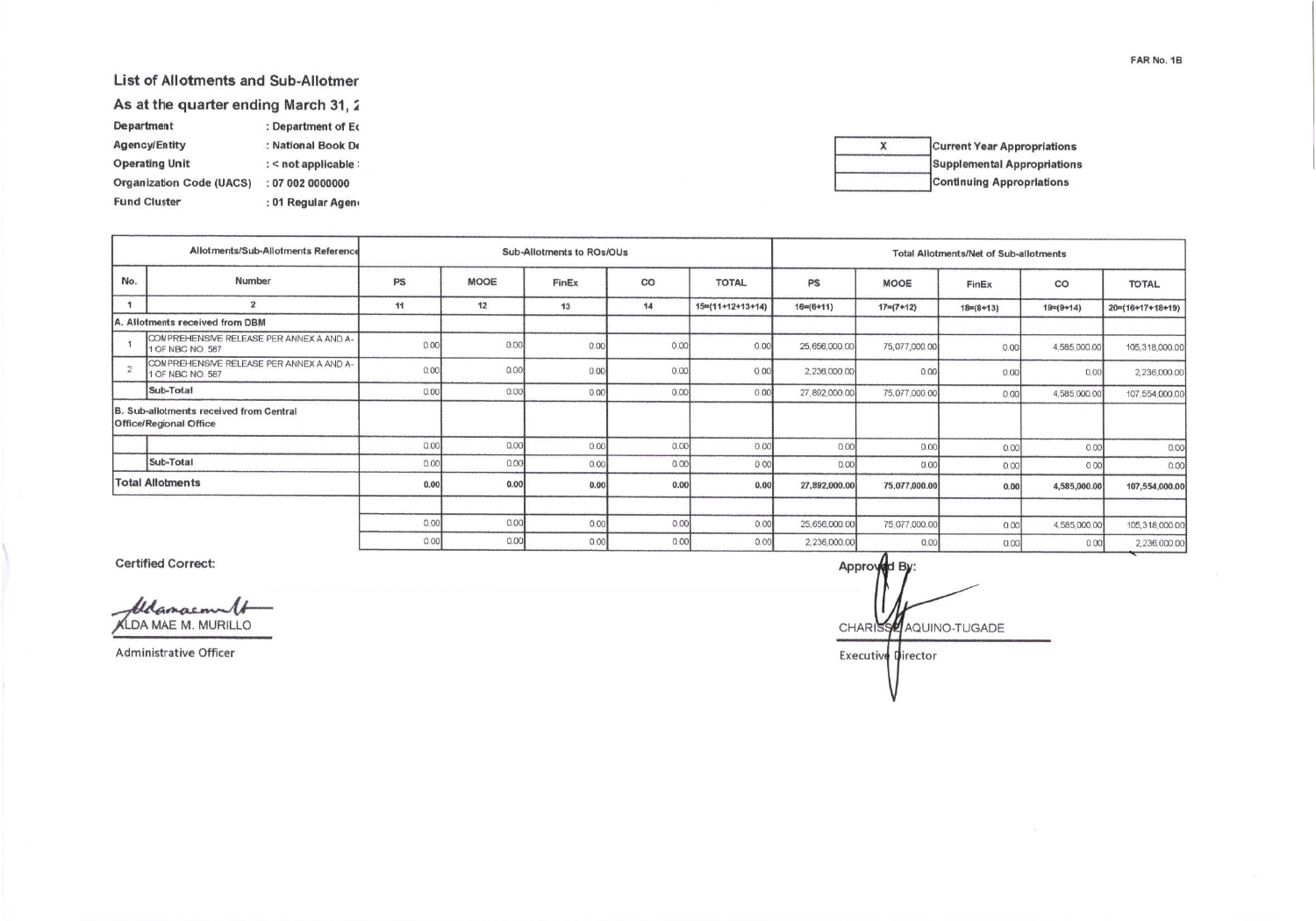FAR No. 1B

## List of Allotments and Sub-Allotmer

## As at the quarter ending March 31, 2

| | |
|---|---|
| Department | : Department of Ed |
| Agency/Entity | : National Book De |
| Operating Unit | : < not applicable : |
| Organization Code (UACS) | : 07 002 0000000 |
| Fund Cluster | : 01 Regular Agen |

| | |
|---|---|
| X | Current Year Appropriations |
| | Supplemental Appropriations |
| | Continuing Appropriations |

| Allotments/Sub-Allotments Reference | | Sub-Allotments to ROs/OUs | | | | | Total Allotments/Net of Sub-allotments | | | | |
|---|---|---|---|---|---|---|---|---|---|---|---|
| No. | Number | PS | MOOE | FinEx | CO | TOTAL | PS | MOOE | FinEx | CO | TOTAL |
| 1 | 2 | 11 | 12 | 13 | 14 | 15=(11+12+13+14) | 16=(6+11) | 17=(7+12) | 18=(8+13) | 19=(9+14) | 20=(16+17+18+19) |
| A. Allotments received from DBM | | | | | | | | | | | |
| 1 | COMPREHENSIVE RELEASE PER ANNEX A AND A-1 OF NBC NO. 587 | 0.00 | 0.00 | 0.00 | 0.00 | 0.00 | 25,656,000.00 | 75,077,000.00 | 0.00 | 4,585,000.00 | 105,318,000.00 |
| 2 | COMPREHENSIVE RELEASE PER ANNEX A AND A-1 OF NBC NO. 587 | 0.00 | 0.00 | 0.00 | 0.00 | 0.00 | 2,236,000.00 | 0.00 | 0.00 | 0.00 | 2,236,000.00 |
| | **Sub-Total** | 0.00 | 0.00 | 0.00 | 0.00 | 0.00 | 27,892,000.00 | 75,077,000.00 | 0.00 | 4,585,000.00 | 107,554,000.00 |
| B. Sub-allotments received from Central Office/Regional Office | | | | | | | | | | | |
| | | 0.00 | 0.00 | 0.00 | 0.00 | 0.00 | 0.00 | 0.00 | 0.00 | 0.00 | 0.00 |
| | **Sub-Total** | 0.00 | 0.00 | 0.00 | 0.00 | 0.00 | 0.00 | 0.00 | 0.00 | 0.00 | 0.00 |
| **Total Allotments** | | **0.00** | **0.00** | **0.00** | **0.00** | **0.00** | **27,892,000.00** | **75,077,000.00** | **0.00** | **4,585,000.00** | **107,554,000.00** |
| | | | | | | | | | | | |
| | | 0.00 | 0.00 | 0.00 | 0.00 | 0.00 | 25,656,000.00 | 75,077,000.00 | 0.00 | 4,585,000.00 | 105,318,000.00 |
| | | 0.00 | 0.00 | 0.00 | 0.00 | 0.00 | 2,236,000.00 | 0.00 | 0.00 | 0.00 | 2,236,000.00 |

Certified Correct:

ALDA MAE M. MURILLO

Administrative Officer

Approved By:

CHARISSE AQUINO-TUGADE

Executive Director